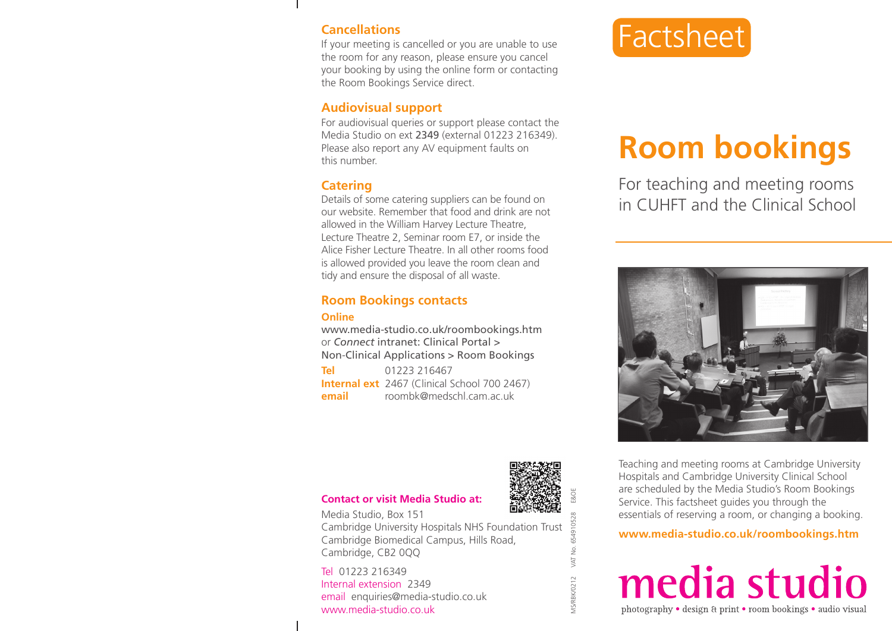# Factsheet

# Room bookings

For teaching and meeting rooms in CUHFT and the Clinical School

Teaching and meeting rooms at Cambridge University Hospitals and Cambridge University Clinical School are scheduled by the Media Studio's Room Bookings Service. This factsheet guides you through the essentials of reserving a room, or changing a booking.

**www.media-studio.co.uk/roombookings.htm**

media studio

photography • design & print • room bookings • audio visual

## Cancellations

If your meeting is cancelled or you are unable to use the room for any reason, please ensure you cancel your booking by using the online form or contacting the Room Bookings Service direct.

## Audiovisual support

For audiovisual queries or support please contact the Media Studio on ext 2349 (external 01223 216349). Please also report any AV equipment faults on this number.

## Catering

Details of some catering suppliers can be found on our website. Remember that food and drink are not allowed in the William Harvey Lecture Theatre, Lecture Theatre 2, Seminar room E7, or inside the Alice Fisher Lecture Theatre. In all other rooms food is allowed provided you leave the room clean and tidy and ensure the disposal of all waste.

## Room Bookings contacts

**Online**

www.media-studio.co.uk/roombookings.htm
or *Connect* intranet: Clinical Portal > Non-Clinical Applications > Room Bookings

**Tel** 01223 216467
**Internal ext** 2467 (Clinical School 700 2467)
**email** roombk@medschl.cam.ac.uk

**Contact or visit Media Studio at:**

Media Studio, Box 151
Cambridge University Hospitals NHS Foundation Trust
Cambridge Biomedical Campus, Hills Road,
Cambridge, CB2 0QQ

Tel 01223 216349
Internal extension 2349
email enquiries@media-studio.co.uk
www.media-studio.co.uk

MS/RBK/0212 VAT No. 654910528 E&OE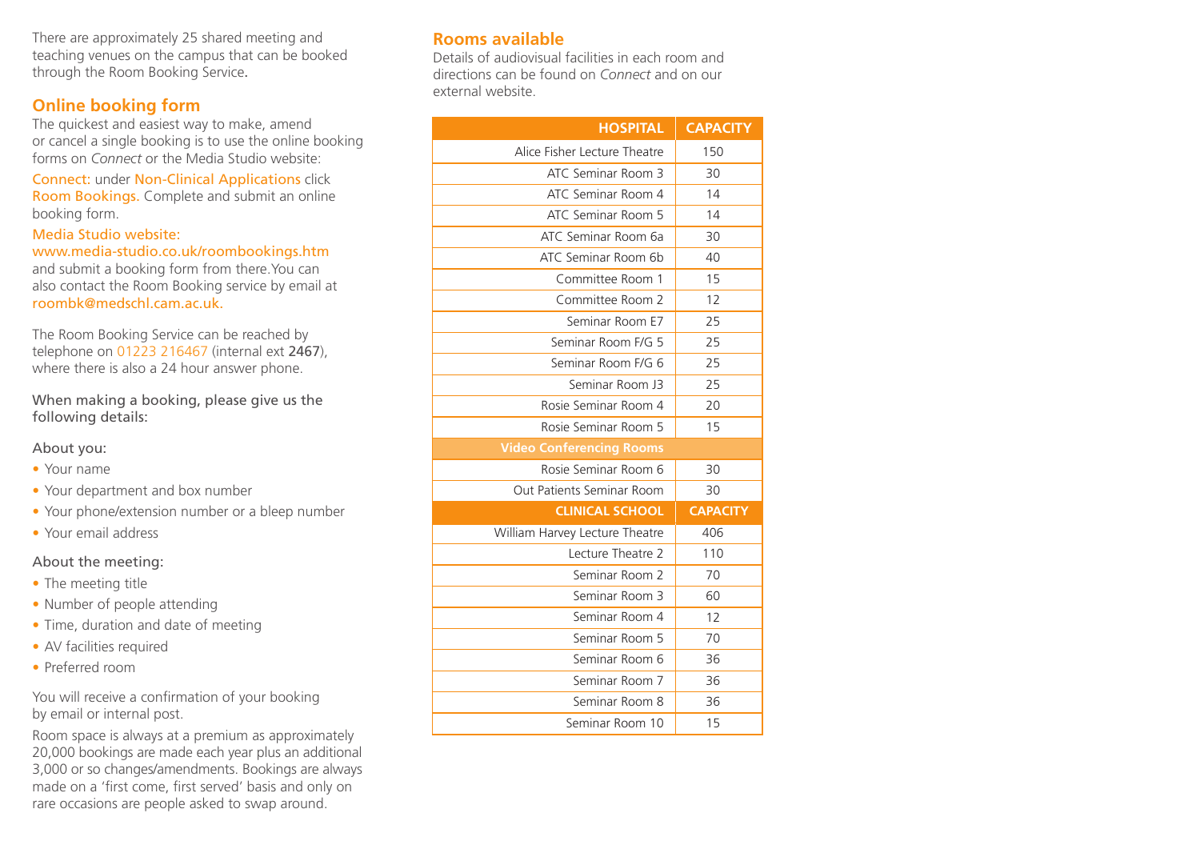There are approximately 25 shared meeting and teaching venues on the campus that can be booked through the Room Booking Service.

## Online booking form

The quickest and easiest way to make, amend or cancel a single booking is to use the online booking forms on *Connect* or the Media Studio website:

Connect: under Non-Clinical Applications click Room Bookings. Complete and submit an online booking form.

Media Studio website:
www.media-studio.co.uk/roombookings.htm
and submit a booking form from there. You can also contact the Room Booking service by email at roombk@medschl.cam.ac.uk.

The Room Booking Service can be reached by telephone on 01223 216467 (internal ext **2467**), where there is also a 24 hour answer phone.

When making a booking, please give us the following details:

About you:

- Your name
- Your department and box number
- Your phone/extension number or a bleep number
- Your email address

About the meeting:

- The meeting title
- Number of people attending
- Time, duration and date of meeting
- AV facilities required
- Preferred room

You will receive a confirmation of your booking by email or internal post.

Room space is always at a premium as approximately 20,000 bookings are made each year plus an additional 3,000 or so changes/amendments. Bookings are always made on a 'first come, first served' basis and only on rare occasions are people asked to swap around.

## Rooms available

Details of audiovisual facilities in each room and directions can be found on *Connect* and on our external website.

| HOSPITAL | CAPACITY |
|---|---|
| Alice Fisher Lecture Theatre | 150 |
| ATC Seminar Room 3 | 30 |
| ATC Seminar Room 4 | 14 |
| ATC Seminar Room 5 | 14 |
| ATC Seminar Room 6a | 30 |
| ATC Seminar Room 6b | 40 |
| Committee Room 1 | 15 |
| Committee Room 2 | 12 |
| Seminar Room E7 | 25 |
| Seminar Room F/G 5 | 25 |
| Seminar Room F/G 6 | 25 |
| Seminar Room J3 | 25 |
| Rosie Seminar Room 4 | 20 |
| Rosie Seminar Room 5 | 15 |
| **Video Conferencing Rooms** | |
| Rosie Seminar Room 6 | 30 |
| Out Patients Seminar Room | 30 |
| **CLINICAL SCHOOL** | **CAPACITY** |
| William Harvey Lecture Theatre | 406 |
| Lecture Theatre 2 | 110 |
| Seminar Room 2 | 70 |
| Seminar Room 3 | 60 |
| Seminar Room 4 | 12 |
| Seminar Room 5 | 70 |
| Seminar Room 6 | 36 |
| Seminar Room 7 | 36 |
| Seminar Room 8 | 36 |
| Seminar Room 10 | 15 |